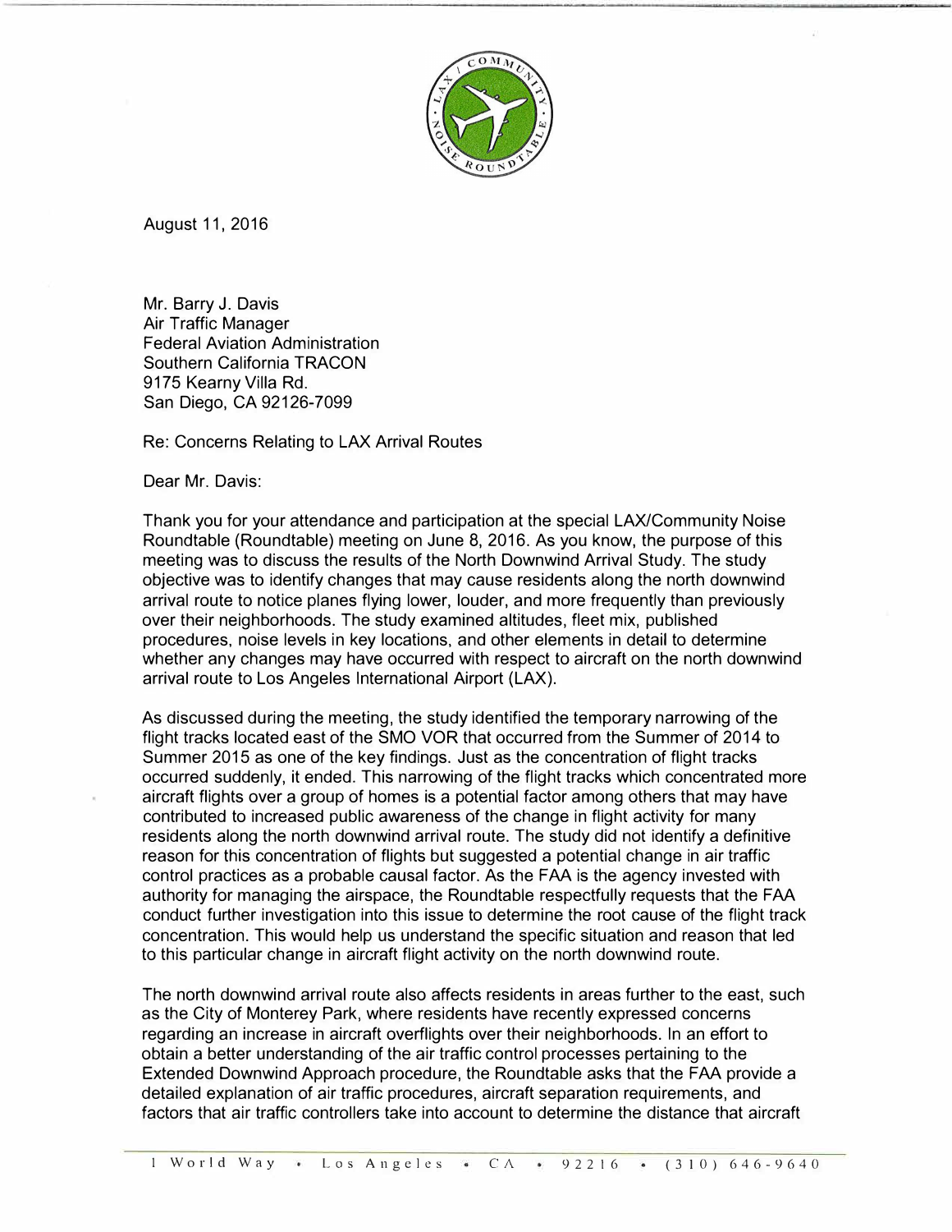August 11, 2016

Mr. Barry J. Davis
Air Traffic Manager
Federal Aviation Administration
Southern California TRACON
9175 Kearny Villa Rd.
San Diego, CA 92126-7099

Re: Concerns Relating to LAX Arrival Routes

Dear Mr. Davis:

Thank you for your attendance and participation at the special LAX/Community Noise Roundtable (Roundtable) meeting on June 8, 2016. As you know, the purpose of this meeting was to discuss the results of the North Downwind Arrival Study. The study objective was to identify changes that may cause residents along the north downwind arrival route to notice planes flying lower, louder, and more frequently than previously over their neighborhoods. The study examined altitudes, fleet mix, published procedures, noise levels in key locations, and other elements in detail to determine whether any changes may have occurred with respect to aircraft on the north downwind arrival route to Los Angeles International Airport (LAX).

As discussed during the meeting, the study identified the temporary narrowing of the flight tracks located east of the SMO VOR that occurred from the Summer of 2014 to Summer 2015 as one of the key findings. Just as the concentration of flight tracks occurred suddenly, it ended. This narrowing of the flight tracks which concentrated more aircraft flights over a group of homes is a potential factor among others that may have contributed to increased public awareness of the change in flight activity for many residents along the north downwind arrival route. The study did not identify a definitive reason for this concentration of flights but suggested a potential change in air traffic control practices as a probable causal factor. As the FAA is the agency invested with authority for managing the airspace, the Roundtable respectfully requests that the FAA conduct further investigation into this issue to determine the root cause of the flight track concentration. This would help us understand the specific situation and reason that led to this particular change in aircraft flight activity on the north downwind route.

The north downwind arrival route also affects residents in areas further to the east, such as the City of Monterey Park, where residents have recently expressed concerns regarding an increase in aircraft overflights over their neighborhoods. In an effort to obtain a better understanding of the air traffic control processes pertaining to the Extended Downwind Approach procedure, the Roundtable asks that the FAA provide a detailed explanation of air traffic procedures, aircraft separation requirements, and factors that air traffic controllers take into account to determine the distance that aircraft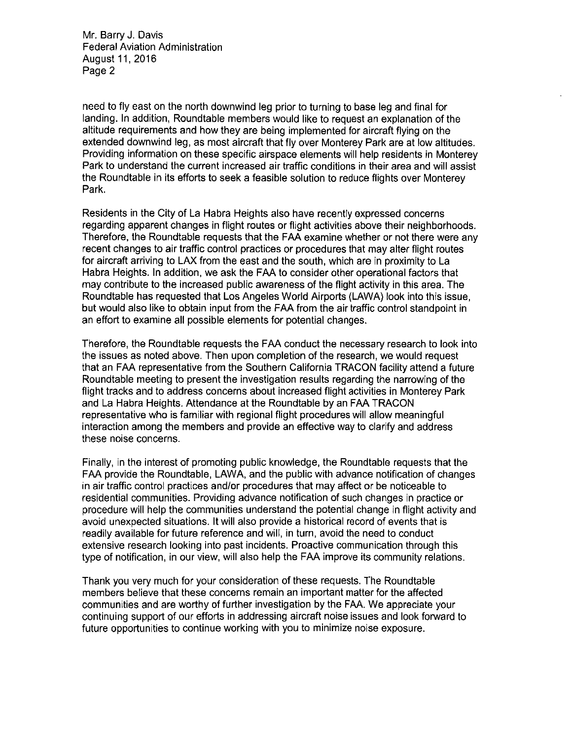need to fly east on the north downwind leg prior to turning to base leg and final for landing. In addition, Roundtable members would like to request an explanation of the altitude requirements and how they are being implemented for aircraft flying on the extended downwind leg, as most aircraft that fly over Monterey Park are at low altitudes. Providing information on these specific airspace elements will help residents in Monterey Park to understand the current increased air traffic conditions in their area and will assist the Roundtable in its efforts to seek a feasible solution to reduce flights over Monterey Park.

Residents in the City of La Habra Heights also have recently expressed concerns regarding apparent changes in flight routes or flight activities above their neighborhoods. Therefore, the Roundtable requests that the FAA examine whether or not there were any recent changes to air traffic control practices or procedures that may alter flight routes for aircraft arriving to LAX from the east and the south, which are in proximity to La Habra Heights. In addition, we ask the FAA to consider other operational factors that may contribute to the increased public awareness of the flight activity in this area. The Roundtable has requested that Los Angeles World Airports (LAWA) look into this issue, but would also like to obtain input from the FAA from the air traffic control standpoint in an effort to examine all possible elements for potential changes.

Therefore, the Roundtable requests the FAA conduct the necessary research to look into the issues as noted above. Then upon completion of the research, we would request that an FAA representative from the Southern California TRACON facility attend a future Roundtable meeting to present the investigation results regarding the narrowing of the flight tracks and to address concerns about increased flight activities in Monterey Park and La Habra Heights. Attendance at the Roundtable by an FAA TRACON representative who is familiar with regional flight procedures will allow meaningful interaction among the members and provide an effective way to clarify and address these noise concerns.

Finally, in the interest of promoting public knowledge, the Roundtable requests that the FAA provide the Roundtable, LAWA, and the public with advance notification of changes in air traffic control practices and/or procedures that may affect or be noticeable to residential communities. Providing advance notification of such changes in practice or procedure will help the communities understand the potential change in flight activity and avoid unexpected situations. It will also provide a historical record of events that is readily available for future reference and will, in turn, avoid the need to conduct extensive research looking into past incidents. Proactive communication through this type of notification, in our view, will also help the FAA improve its community relations.

Thank you very much for your consideration of these requests. The Roundtable members believe that these concerns remain an important matter for the affected communities and are worthy of further investigation by the FAA. We appreciate your continuing support of our efforts in addressing aircraft noise issues and look forward to future opportunities to continue working with you to minimize noise exposure.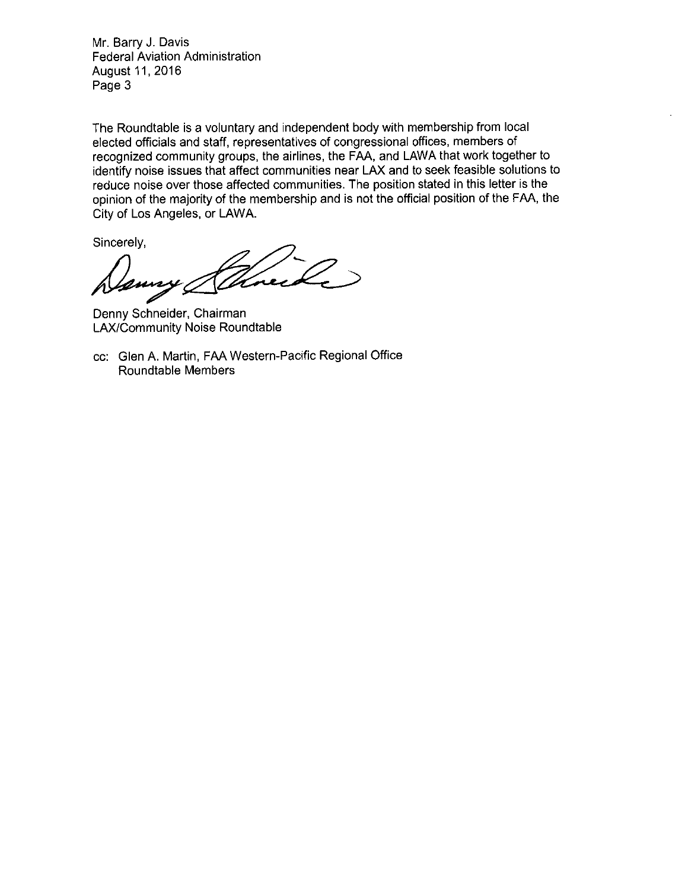The Roundtable is a voluntary and independent body with membership from local elected officials and staff, representatives of congressional offices, members of recognized community groups, the airlines, the FAA, and LAWA that work together to identify noise issues that affect communities near LAX and to seek feasible solutions to reduce noise over those affected communities. The position stated in this letter is the opinion of the majority of the membership and is not the official position of the FAA, the City of Los Angeles, or LAWA.

Sincerely,

Denny Schneider, Chairman
LAX/Community Noise Roundtable

cc: Glen A. Martin, FAA Western-Pacific Regional Office
Roundtable Members